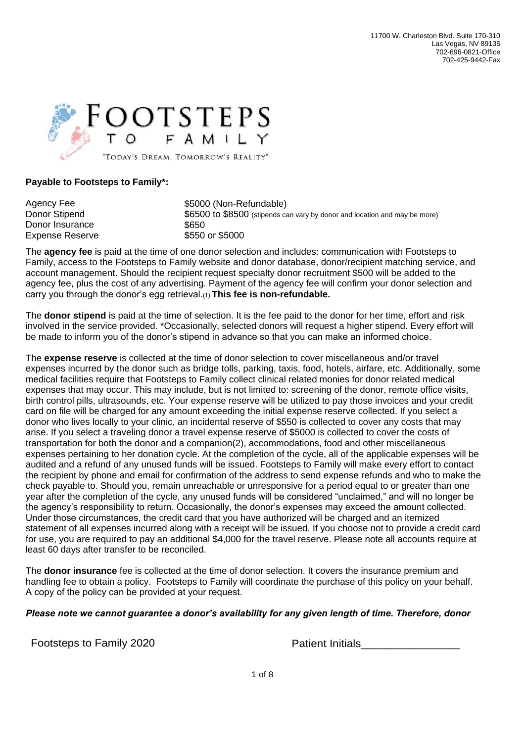11700 W. Charleston Blvd. Suite 170-310
Las Vegas, NV 89135
702-696-0821-Office
702-425-9442-Fax

FOOTSTEPS TO FAMILY

"TODAY'S DREAM, TOMORROW'S REALITY"

**Payable to Footsteps to Family*:**

| | |
|---|---|
| Agency Fee | $5000 (Non-Refundable) |
| Donor Stipend | $6500 to $8500 (stipends can vary by donor and location and may be more) |
| Donor Insurance | $650 |
| Expense Reserve | $550 or $5000 |

The **agency fee** is paid at the time of one donor selection and includes: communication with Footsteps to Family, access to the Footsteps to Family website and donor database, donor/recipient matching service, and account management. Should the recipient request specialty donor recruitment $500 will be added to the agency fee, plus the cost of any advertising. Payment of the agency fee will confirm your donor selection and carry you through the donor's egg retrieval.(1) **This fee is non-refundable.**

The **donor stipend** is paid at the time of selection. It is the fee paid to the donor for her time, effort and risk involved in the service provided. *Occasionally, selected donors will request a higher stipend. Every effort will be made to inform you of the donor's stipend in advance so that you can make an informed choice.

The **expense reserve** is collected at the time of donor selection to cover miscellaneous and/or travel expenses incurred by the donor such as bridge tolls, parking, taxis, food, hotels, airfare, etc. Additionally, some medical facilities require that Footsteps to Family collect clinical related monies for donor related medical expenses that may occur. This may include, but is not limited to: screening of the donor, remote office visits, birth control pills, ultrasounds, etc. Your expense reserve will be utilized to pay those invoices and your credit card on file will be charged for any amount exceeding the initial expense reserve collected. If you select a donor who lives locally to your clinic, an incidental reserve of $550 is collected to cover any costs that may arise. If you select a traveling donor a travel expense reserve of $5000 is collected to cover the costs of transportation for both the donor and a companion(2), accommodations, food and other miscellaneous expenses pertaining to her donation cycle. At the completion of the cycle, all of the applicable expenses will be audited and a refund of any unused funds will be issued. Footsteps to Family will make every effort to contact the recipient by phone and email for confirmation of the address to send expense refunds and who to make the check payable to. Should you, remain unreachable or unresponsive for a period equal to or greater than one year after the completion of the cycle, any unused funds will be considered "unclaimed," and will no longer be the agency's responsibility to return. Occasionally, the donor's expenses may exceed the amount collected. Under those circumstances, the credit card that you have authorized will be charged and an itemized statement of all expenses incurred along with a receipt will be issued. If you choose not to provide a credit card for use, you are required to pay an additional $4,000 for the travel reserve. Please note all accounts require at least 60 days after transfer to be reconciled.

The **donor insurance** fee is collected at the time of donor selection. It covers the insurance premium and handling fee to obtain a policy. Footsteps to Family will coordinate the purchase of this policy on your behalf. A copy of the policy can be provided at your request.

***Please note we cannot guarantee a donor's availability for any given length of time. Therefore, donor***

Footsteps to Family 2020 Patient Initials________________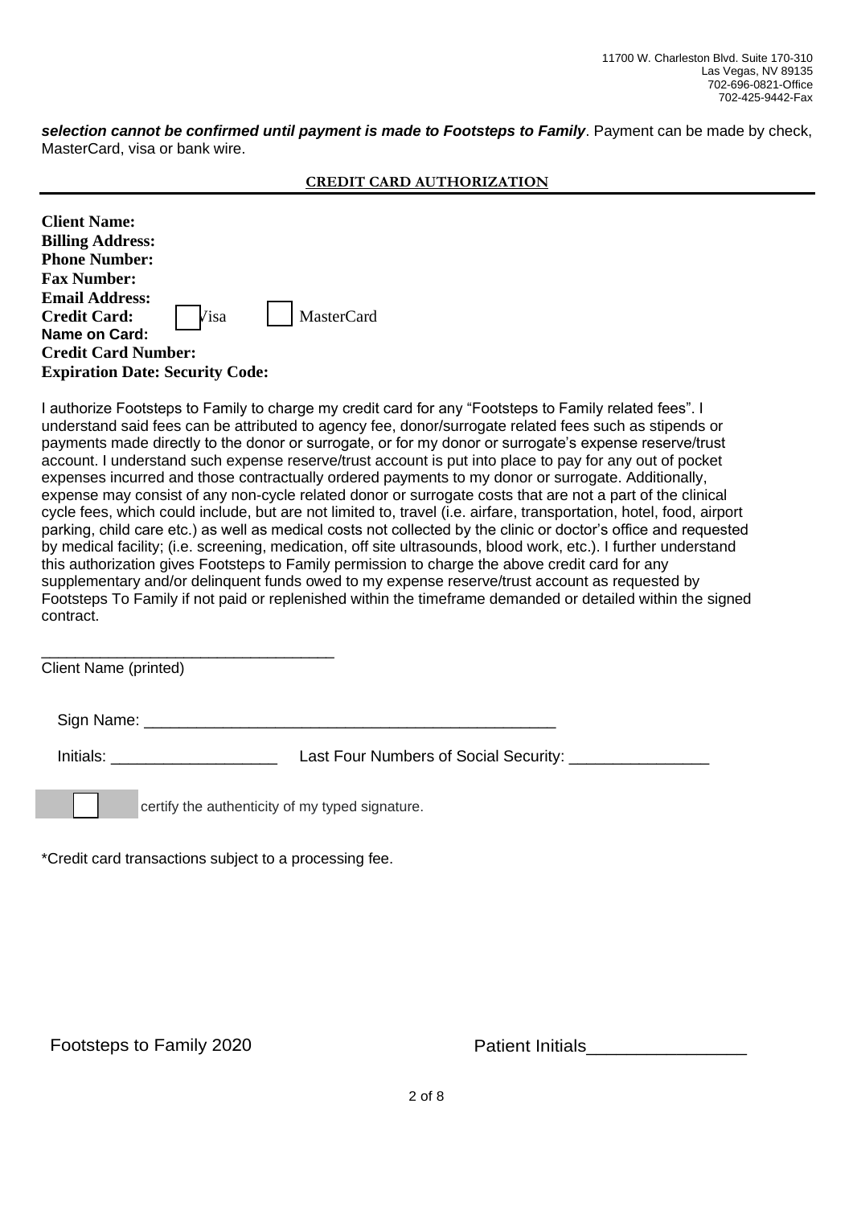11700 W. Charleston Blvd. Suite 170-310
Las Vegas, NV 89135
702-696-0821-Office
702-425-9442-Fax

***selection cannot be confirmed until payment is made to Footsteps to Family***. Payment can be made by check, MasterCard, visa or bank wire.

## CREDIT CARD AUTHORIZATION

**Client Name:**
**Billing Address:**
**Phone Number:**
**Fax Number:**
**Email Address:**
**Credit Card:** ☐ Visa ☐ MasterCard
**Name on Card:**
**Credit Card Number:**
**Expiration Date: Security Code:**

I authorize Footsteps to Family to charge my credit card for any "Footsteps to Family related fees". I understand said fees can be attributed to agency fee, donor/surrogate related fees such as stipends or payments made directly to the donor or surrogate, or for my donor or surrogate's expense reserve/trust account. I understand such expense reserve/trust account is put into place to pay for any out of pocket expenses incurred and those contractually ordered payments to my donor or surrogate. Additionally, expense may consist of any non-cycle related donor or surrogate costs that are not a part of the clinical cycle fees, which could include, but are not limited to, travel (i.e. airfare, transportation, hotel, food, airport parking, child care etc.) as well as medical costs not collected by the clinic or doctor's office and requested by medical facility; (i.e. screening, medication, off site ultrasounds, blood work, etc.). I further understand this authorization gives Footsteps to Family permission to charge the above credit card for any supplementary and/or delinquent funds owed to my expense reserve/trust account as requested by Footsteps To Family if not paid or replenished within the timeframe demanded or detailed within the signed contract.

\_\_\_\_\_\_\_\_\_\_\_\_\_\_\_\_\_\_\_\_\_\_\_\_\_\_\_\_\_\_\_\_\_\_
Client Name (printed)

Sign Name: \_\_\_\_\_\_\_\_\_\_\_\_\_\_\_\_\_\_\_\_\_\_\_\_\_\_\_\_\_\_\_\_\_\_\_\_\_\_\_\_\_\_\_\_\_\_\_\_

Initials: \_\_\_\_\_\_\_\_\_\_\_\_\_\_\_\_\_\_\_ Last Four Numbers of Social Security: \_\_\_\_\_\_\_\_\_\_\_\_\_\_\_\_

☐ certify the authenticity of my typed signature.

*Credit card transactions subject to a processing fee.

Footsteps to Family 2020 Patient Initials\_\_\_\_\_\_\_\_\_\_\_\_\_\_\_\_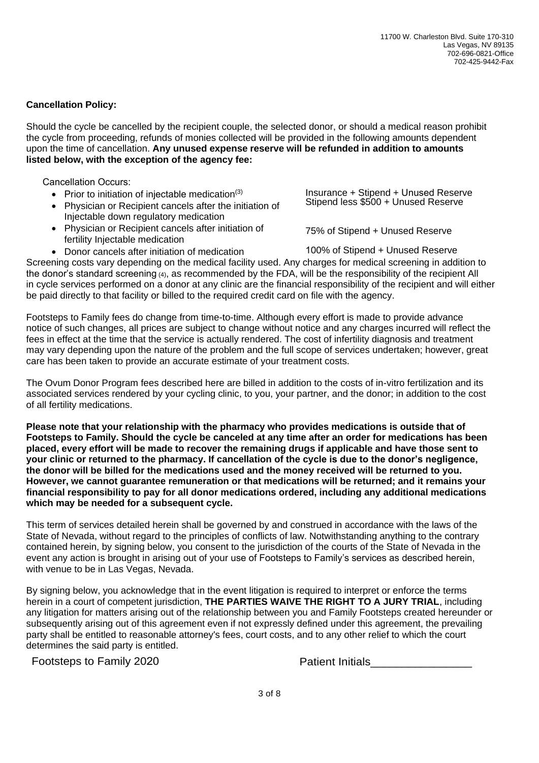11700 W. Charleston Blvd. Suite 170-310
Las Vegas, NV 89135
702-696-0821-Office
702-425-9442-Fax

**Cancellation Policy:**

Should the cycle be cancelled by the recipient couple, the selected donor, or should a medical reason prohibit the cycle from proceeding, refunds of monies collected will be provided in the following amounts dependent upon the time of cancellation. **Any unused expense reserve will be refunded in addition to amounts listed below, with the exception of the agency fee:**

Cancellation Occurs:

| | |
|---|---|
| • Prior to initiation of injectable medication[3] | Insurance + Stipend + Unused Reserve |
| • Physician or Recipient cancels after the initiation of Injectable down regulatory medication | Stipend less $500 + Unused Reserve |
| • Physician or Recipient cancels after initiation of fertility Injectable medication | 75% of Stipend + Unused Reserve |
| • Donor cancels after initiation of medication | 100% of Stipend + Unused Reserve |

Screening costs vary depending on the medical facility used. Any charges for medical screening in addition to the donor's standard screening [4], as recommended by the FDA, will be the responsibility of the recipient All in cycle services performed on a donor at any clinic are the financial responsibility of the recipient and will either be paid directly to that facility or billed to the required credit card on file with the agency.

Footsteps to Family fees do change from time-to-time. Although every effort is made to provide advance notice of such changes, all prices are subject to change without notice and any charges incurred will reflect the fees in effect at the time that the service is actually rendered. The cost of infertility diagnosis and treatment may vary depending upon the nature of the problem and the full scope of services undertaken; however, great care has been taken to provide an accurate estimate of your treatment costs.

The Ovum Donor Program fees described here are billed in addition to the costs of in-vitro fertilization and its associated services rendered by your cycling clinic, to you, your partner, and the donor; in addition to the cost of all fertility medications.

**Please note that your relationship with the pharmacy who provides medications is outside that of Footsteps to Family. Should the cycle be canceled at any time after an order for medications has been placed, every effort will be made to recover the remaining drugs if applicable and have those sent to your clinic or returned to the pharmacy. If cancellation of the cycle is due to the donor's negligence, the donor will be billed for the medications used and the money received will be returned to you. However, we cannot guarantee remuneration or that medications will be returned; and it remains your financial responsibility to pay for all donor medications ordered, including any additional medications which may be needed for a subsequent cycle.**

This term of services detailed herein shall be governed by and construed in accordance with the laws of the State of Nevada, without regard to the principles of conflicts of law. Notwithstanding anything to the contrary contained herein, by signing below, you consent to the jurisdiction of the courts of the State of Nevada in the event any action is brought in arising out of your use of Footsteps to Family's services as described herein, with venue to be in Las Vegas, Nevada.

By signing below, you acknowledge that in the event litigation is required to interpret or enforce the terms herein in a court of competent jurisdiction, **THE PARTIES WAIVE THE RIGHT TO A JURY TRIAL**, including any litigation for matters arising out of the relationship between you and Family Footsteps created hereunder or subsequently arising out of this agreement even if not expressly defined under this agreement, the prevailing party shall be entitled to reasonable attorney's fees, court costs, and to any other relief to which the court determines the said party is entitled.

Footsteps to Family 2020 Patient Initials________________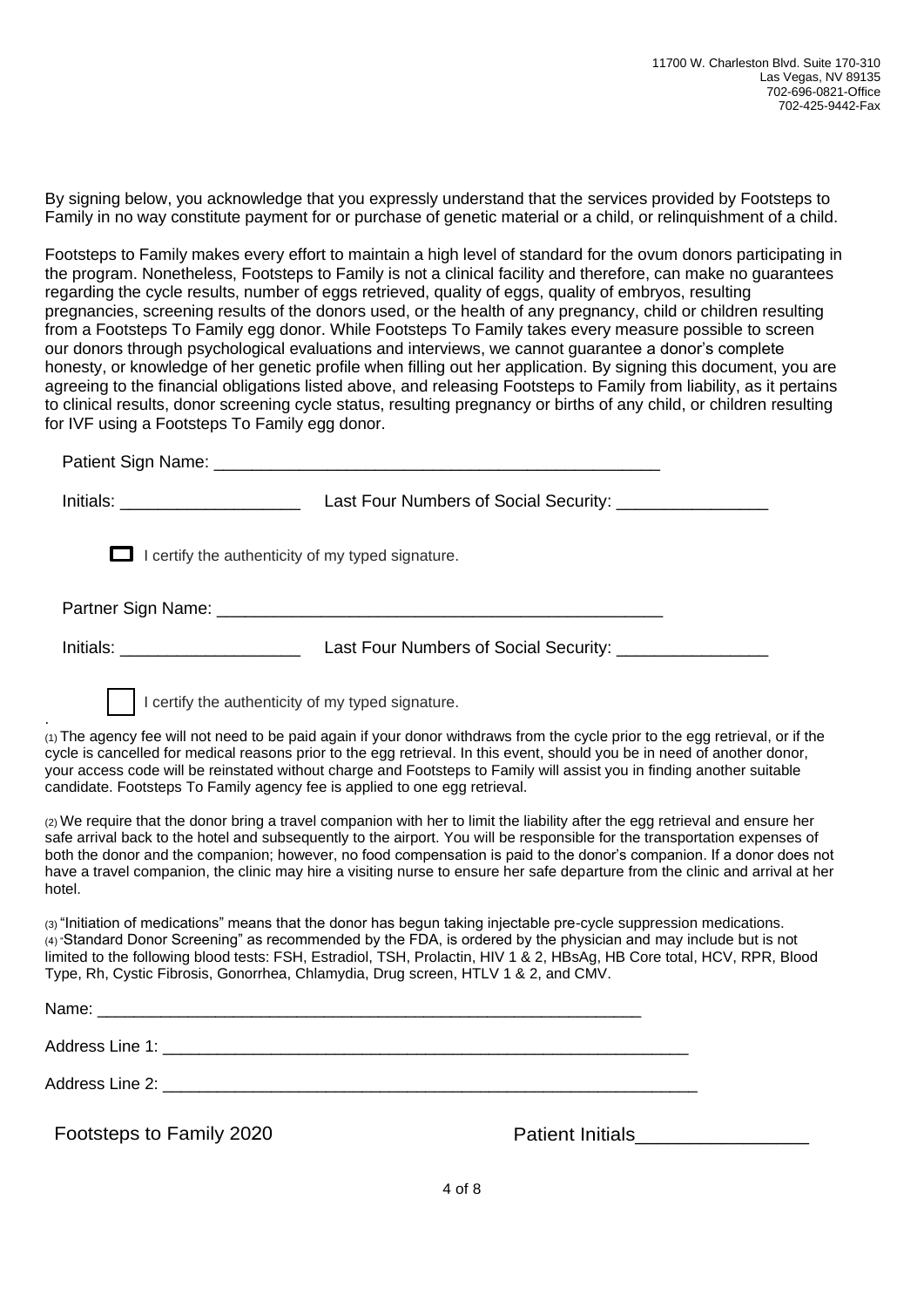11700 W. Charleston Blvd. Suite 170-310
Las Vegas, NV 89135
702-696-0821-Office
702-425-9442-Fax

By signing below, you acknowledge that you expressly understand that the services provided by Footsteps to Family in no way constitute payment for or purchase of genetic material or a child, or relinquishment of a child.

Footsteps to Family makes every effort to maintain a high level of standard for the ovum donors participating in the program. Nonetheless, Footsteps to Family is not a clinical facility and therefore, can make no guarantees regarding the cycle results, number of eggs retrieved, quality of eggs, quality of embryos, resulting pregnancies, screening results of the donors used, or the health of any pregnancy, child or children resulting from a Footsteps To Family egg donor. While Footsteps To Family takes every measure possible to screen our donors through psychological evaluations and interviews, we cannot guarantee a donor's complete honesty, or knowledge of her genetic profile when filling out her application. By signing this document, you are agreeing to the financial obligations listed above, and releasing Footsteps to Family from liability, as it pertains to clinical results, donor screening cycle status, resulting pregnancy or births of any child, or children resulting for IVF using a Footsteps To Family egg donor.

Patient Sign Name: ______________________________________________

Initials: __________________ Last Four Numbers of Social Security: _______________

☐ I certify the authenticity of my typed signature.

Partner Sign Name: ______________________________________________

Initials: __________________ Last Four Numbers of Social Security: _______________

☐ I certify the authenticity of my typed signature.

(1) The agency fee will not need to be paid again if your donor withdraws from the cycle prior to the egg retrieval, or if the cycle is cancelled for medical reasons prior to the egg retrieval. In this event, should you be in need of another donor, your access code will be reinstated without charge and Footsteps to Family will assist you in finding another suitable candidate. Footsteps To Family agency fee is applied to one egg retrieval.

(2) We require that the donor bring a travel companion with her to limit the liability after the egg retrieval and ensure her safe arrival back to the hotel and subsequently to the airport. You will be responsible for the transportation expenses of both the donor and the companion; however, no food compensation is paid to the donor's companion. If a donor does not have a travel companion, the clinic may hire a visiting nurse to ensure her safe departure from the clinic and arrival at her hotel.

(3) "Initiation of medications" means that the donor has begun taking injectable pre-cycle suppression medications.
(4) "Standard Donor Screening" as recommended by the FDA, is ordered by the physician and may include but is not limited to the following blood tests: FSH, Estradiol, TSH, Prolactin, HIV 1 & 2, HBsAg, HB Core total, HCV, RPR, Blood Type, Rh, Cystic Fibrosis, Gonorrhea, Chlamydia, Drug screen, HTLV 1 & 2, and CMV.

Name: ____________________________________________________________

Address Line 1: ____________________________________________________

Address Line 2: ____________________________________________________

Footsteps to Family 2020 Patient Initials_______________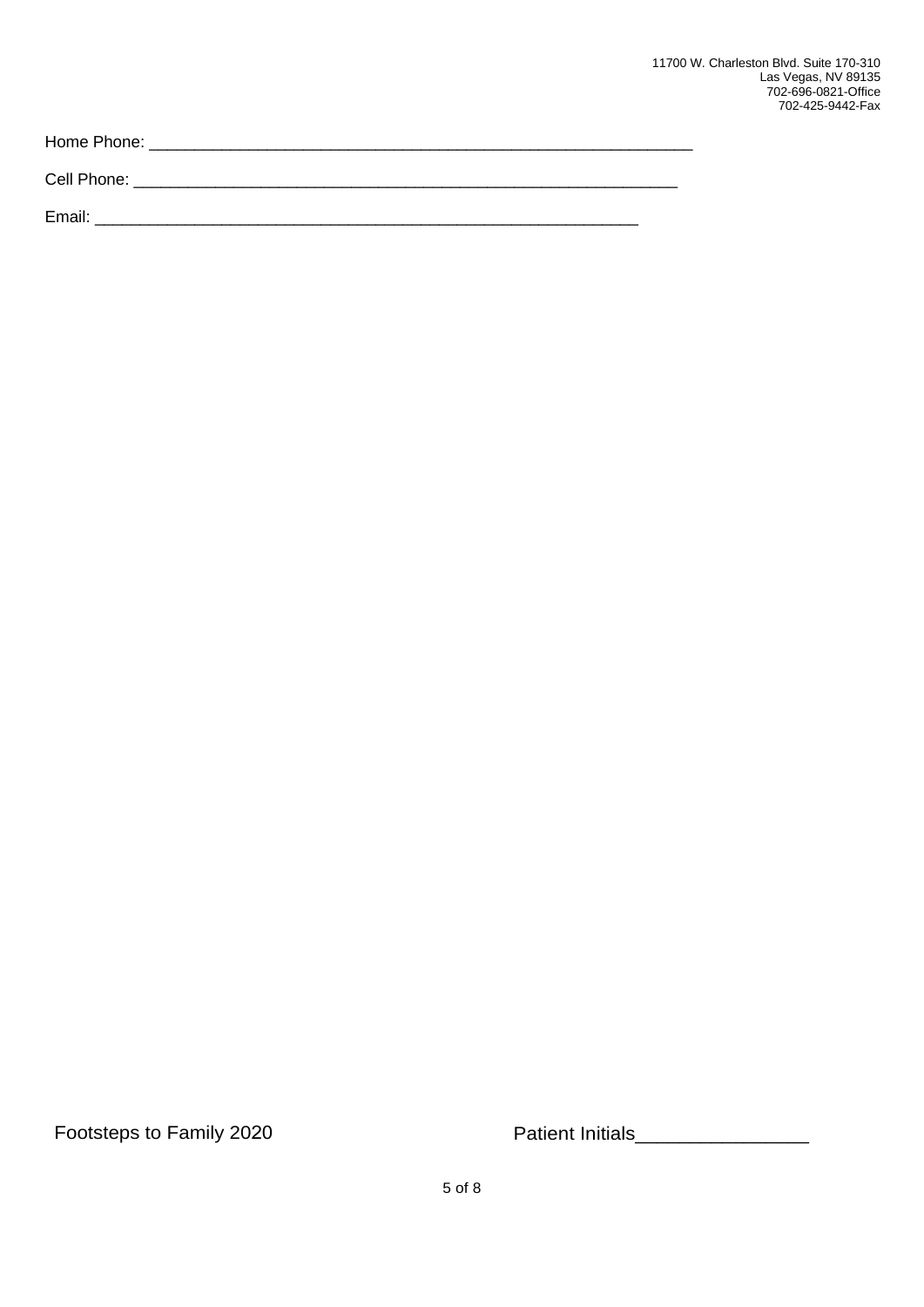11700 W. Charleston Blvd. Suite 170-310
Las Vegas, NV 89135
702-696-0821-Office
702-425-9442-Fax

Home Phone: _______________________________________________________________

Cell Phone: _______________________________________________________________

Email: _______________________________________________________________

Footsteps to Family 2020

Patient Initials________________